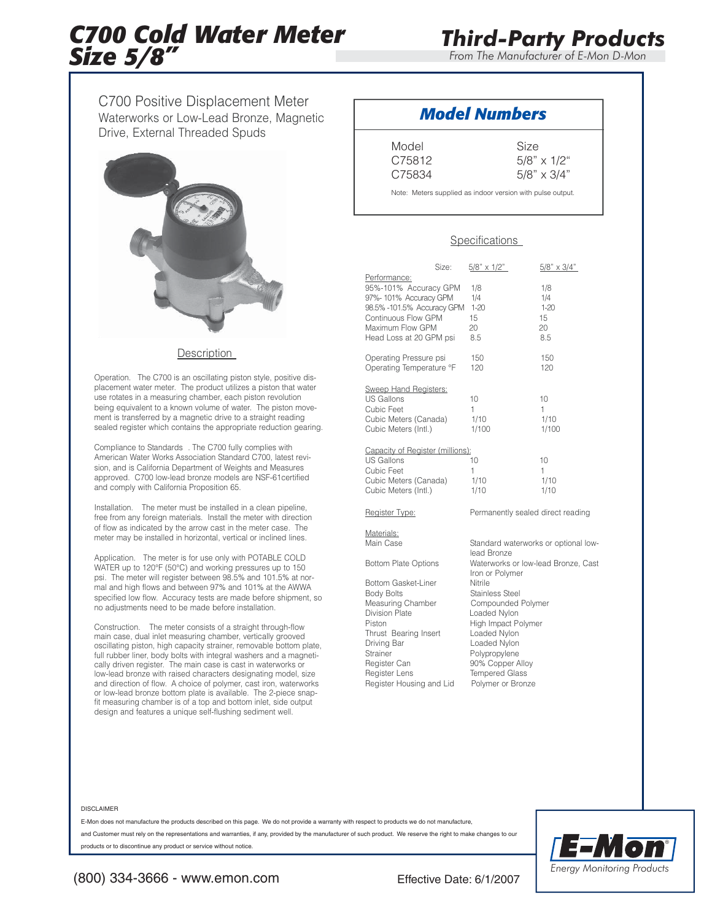# C700 Cold Water Meter Size 5/8"

## Third-Party Products

*From The Manufacturer of E-Mon D-Mon*

C700 Positive Displacement Meter
Waterworks or Low-Lead Bronze, Magnetic Drive, External Threaded Spuds

### Description

Operation. The C700 is an oscillating piston style, positive displacement water meter. The product utilizes a piston that water use rotates in a measuring chamber, each piston revolution being equivalent to a known volume of water. The piston movement is transferred by a magnetic drive to a straight reading sealed register which contains the appropriate reduction gearing.

Compliance to Standards . The C700 fully complies with American Water Works Association Standard C700, latest revision, and is California Department of Weights and Measures approved. C700 low-lead bronze models are NSF-61certified and comply with California Proposition 65.

Installation. The meter must be installed in a clean pipeline, free from any foreign materials. Install the meter with direction of flow as indicated by the arrow cast in the meter case. The meter may be installed in horizontal, vertical or inclined lines.

Application. The meter is for use only with POTABLE COLD WATER up to 120°F (50°C) and working pressures up to 150 psi. The meter will register between 98.5% and 101.5% at normal and high flows and between 97% and 101% at the AWWA specified low flow. Accuracy tests are made before shipment, so no adjustments need to be made before installation.

Construction. The meter consists of a straight through-flow main case, dual inlet measuring chamber, vertically grooved oscillating piston, high capacity strainer, removable bottom plate, full rubber liner, body bolts with integral washers and a magnetically driven register. The main case is cast in waterworks or low-lead bronze with raised characters designating model, size and direction of flow. A choice of polymer, cast iron, waterworks or low-lead bronze bottom plate is available. The 2-piece snap-fit measuring chamber is of a top and bottom inlet, side output design and features a unique self-flushing sediment well.

### Model Numbers

| Model | Size |
|---|---|
| C75812 | 5/8" x 1/2" |
| C75834 | 5/8" x 3/4" |

Note: Meters supplied as indoor version with pulse output.

### Specifications

| Size: | 5/8" x 1/2" | 5/8" x 3/4" |
|---|---|---|
| **Performance:** | | |
| 95%-101% Accuracy GPM | 1/8 | 1/8 |
| 97%- 101% Accuracy GPM | 1/4 | 1/4 |
| 98.5% -101.5% Accuracy GPM | 1-20 | 1-20 |
| Continuous Flow GPM | 15 | 15 |
| Maximum Flow GPM | 20 | 20 |
| Head Loss at 20 GPM psi | 8.5 | 8.5 |
| Operating Pressure psi | 150 | 150 |
| Operating Temperature °F | 120 | 120 |
| **Sweep Hand Registers:** | | |
| US Gallons | 10 | 10 |
| Cubic Feet | 1 | 1 |
| Cubic Meters (Canada) | 1/10 | 1/10 |
| Cubic Meters (Intl.) | 1/100 | 1/100 |
| **Capacity of Register (millions):** | | |
| US Gallons | 10 | 10 |
| Cubic Feet | 1 | 1 |
| Cubic Meters (Canada) | 1/10 | 1/10 |
| Cubic Meters (Intl.) | 1/10 | 1/10 |

Register Type: Permanently sealed direct reading

| Materials: | |
|---|---|
| Main Case | Standard waterworks or optional low-lead Bronze |
| Bottom Plate Options | Waterworks or low-lead Bronze, Cast Iron or Polymer |
| Bottom Gasket-Liner | Nitrile |
| Body Bolts | Stainless Steel |
| Measuring Chamber | Compounded Polymer |
| Division Plate | Loaded Nylon |
| Piston | High Impact Polymer |
| Thrust Bearing Insert | Loaded Nylon |
| Driving Bar | Loaded Nylon |
| Strainer | Polypropylene |
| Register Can | 90% Copper Alloy |
| Register Lens | Tempered Glass |
| Register Housing and Lid | Polymer or Bronze |

DISCLAIMER

E-Mon does not manufacture the products described on this page. We do not provide a warranty with respect to products we do not manufacture, and Customer must rely on the representations and warranties, if any, provided by the manufacturer of such product. We reserve the right to make changes to our products or to discontinue any product or service without notice.

E-Mon® Energy Monitoring Products

(800) 334-3666 - www.emon.com

Effective Date: 6/1/2007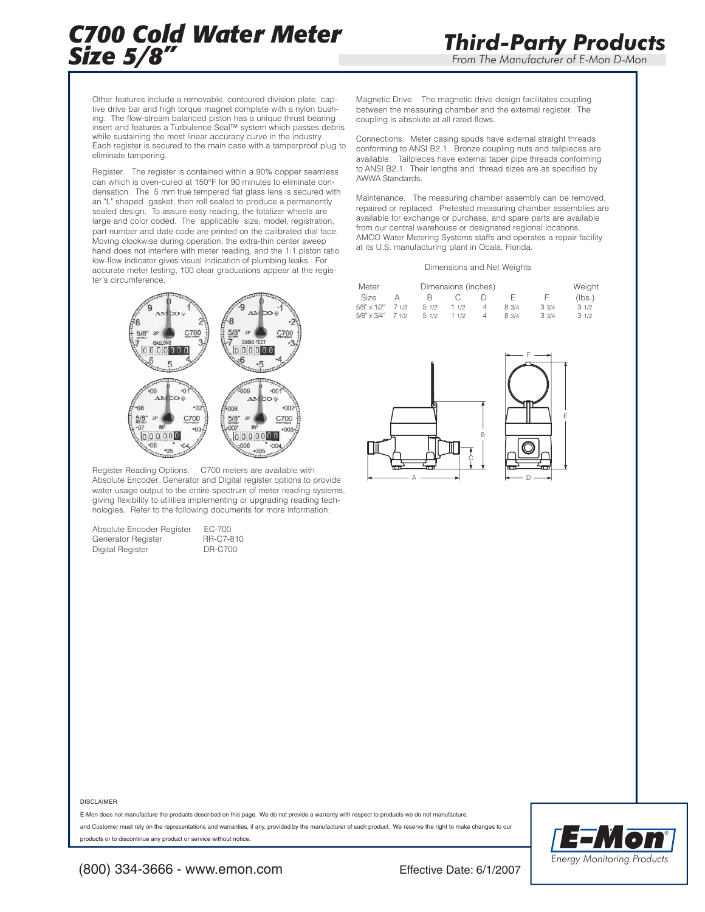# C700 Cold Water Meter Size 5/8"

## Third-Party Products

*From The Manufacturer of E-Mon D-Mon*

Other features include a removable, contoured division plate, captive drive bar and high torque magnet complete with a nylon bushing. The flow-stream balanced piston has a unique thrust bearing insert and features a Turbulence Seal™ system which passes debris while sustaining the most linear accuracy curve in the industry. Each register is secured to the main case with a tamperproof plug to eliminate tampering.

Register. The register is contained within a 90% copper seamless can which is oven-cured at 150°F for 90 minutes to eliminate condensation. The 5 mm true tempered flat glass lens is secured with an "L" shaped gasket, then roll sealed to produce a permanently sealed design. To assure easy reading, the totalizer wheels are large and color coded. The applicable size, model, registration, part number and date code are printed on the calibrated dial face. Moving clockwise during operation, the extra-thin center sweep hand does not interfere with meter reading, and the 1:1 piston ratio low-flow indicator gives visual indication of plumbing leaks. For accurate meter testing, 100 clear graduations appear at the register's circumference.

Register Reading Options. C700 meters are available with Absolute Encoder, Generator and Digital register options to provide water usage output to the entire spectrum of meter reading systems, giving flexibility to utilities implementing or upgrading reading technologies. Refer to the following documents for more information:

| | |
|---|---|
| Absolute Encoder Register | EC-700 |
| Generator Register | RR-C7-810 |
| Digital Register | DR-C700 |

Magnetic Drive. The magnetic drive design facilitates coupling between the measuring chamber and the external register. The coupling is absolute at all rated flows.

Connections. Meter casing spuds have external straight threads conforming to ANSI B2.1. Bronze coupling nuts and tailpieces are available. Tailpieces have external taper pipe threads conforming to ANSI B2.1. Their lengths and thread sizes are as specified by AWWA Standards.

Maintenance. The measuring chamber assembly can be removed, repaired or replaced. Pretested measuring chamber assemblies are available for exchange or purchase, and spare parts are available from our central warehouse or designated regional locations. AMCO Water Metering Systems staffs and operates a repair facility at its U.S. manufacturing plant in Ocala, Florida.

Dimensions and Net Weights

| Meter Size | Dimensions (inches) A | B | C | D | E | F | Weight (lbs.) |
|---|---|---|---|---|---|---|---|
| 5/8" x 1/2" | 7 1/2 | 5 1/2 | 1 1/2 | 4 | 8 3/4 | 3 3/4 | 3 1/2 |
| 5/8" x 3/4" | 7 1/2 | 5 1/2 | 1 1/2 | 4 | 8 3/4 | 3 3/4 | 3 1/2 |

DISCLAIMER

E-Mon does not manufacture the products described on this page. We do not provide a warranty with respect to products we do not manufacture, and Customer must rely on the representations and warranties, if any, provided by the manufacturer of such product. We reserve the right to make changes to our products or to discontinue any product or service without notice.

(800) 334-3666 - www.emon.com

Effective Date: 6/1/2007

E-Mon® Energy Monitoring Products